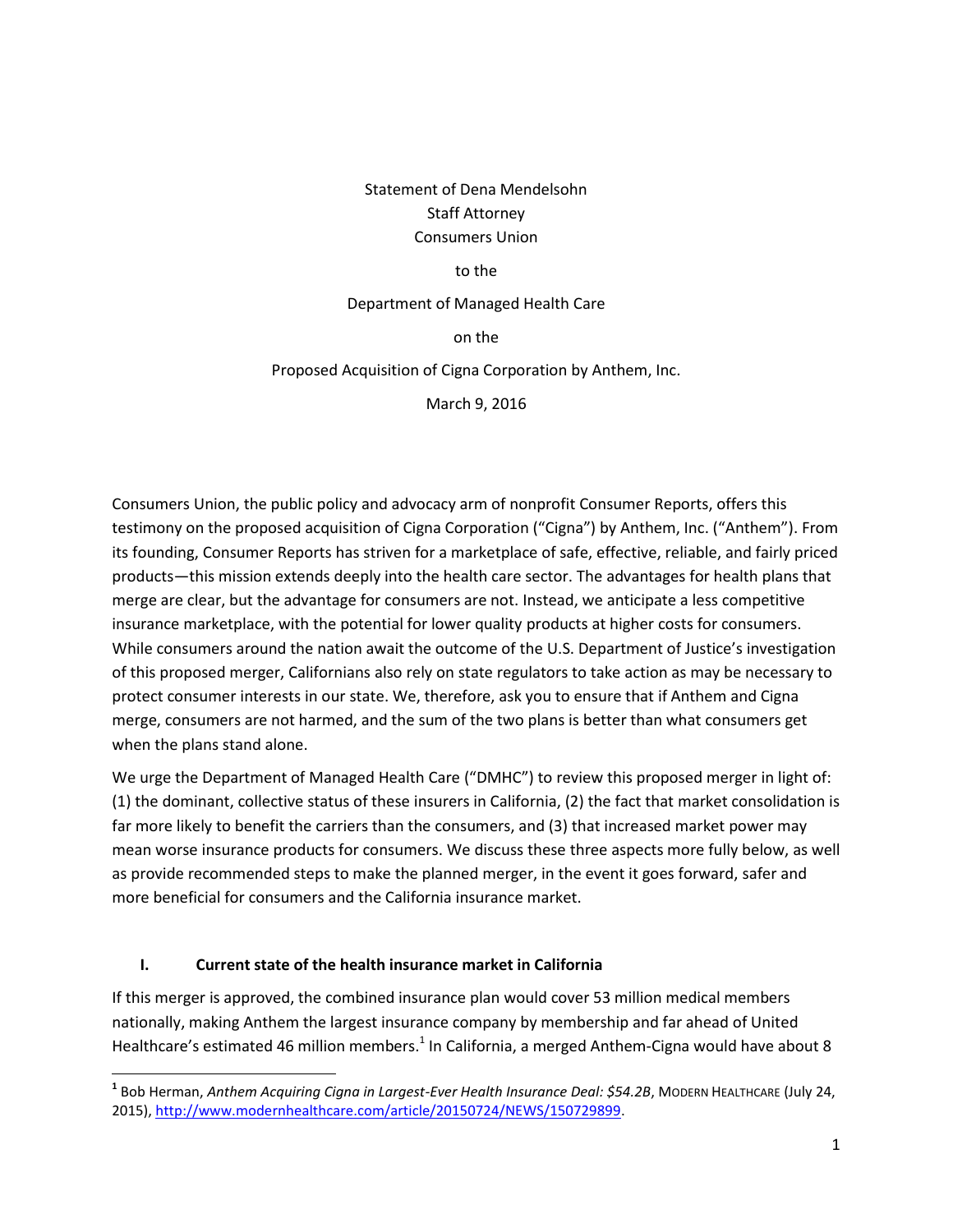Statement of Dena Mendelsohn
Staff Attorney
Consumers Union

to the

Department of Managed Health Care

on the

Proposed Acquisition of Cigna Corporation by Anthem, Inc.

March 9, 2016

Consumers Union, the public policy and advocacy arm of nonprofit Consumer Reports, offers this testimony on the proposed acquisition of Cigna Corporation ("Cigna") by Anthem, Inc. ("Anthem"). From its founding, Consumer Reports has striven for a marketplace of safe, effective, reliable, and fairly priced products—this mission extends deeply into the health care sector. The advantages for health plans that merge are clear, but the advantage for consumers are not. Instead, we anticipate a less competitive insurance marketplace, with the potential for lower quality products at higher costs for consumers. While consumers around the nation await the outcome of the U.S. Department of Justice's investigation of this proposed merger, Californians also rely on state regulators to take action as may be necessary to protect consumer interests in our state. We, therefore, ask you to ensure that if Anthem and Cigna merge, consumers are not harmed, and the sum of the two plans is better than what consumers get when the plans stand alone.

We urge the Department of Managed Health Care ("DMHC") to review this proposed merger in light of: (1) the dominant, collective status of these insurers in California, (2) the fact that market consolidation is far more likely to benefit the carriers than the consumers, and (3) that increased market power may mean worse insurance products for consumers. We discuss these three aspects more fully below, as well as provide recommended steps to make the planned merger, in the event it goes forward, safer and more beneficial for consumers and the California insurance market.

## I. Current state of the health insurance market in California

If this merger is approved, the combined insurance plan would cover 53 million medical members nationally, making Anthem the largest insurance company by membership and far ahead of United Healthcare's estimated 46 million members.[1] In California, a merged Anthem-Cigna would have about 8

[1] Bob Herman, *Anthem Acquiring Cigna in Largest-Ever Health Insurance Deal: $54.2B*, Modern Healthcare (July 24, 2015), http://www.modernhealthcare.com/article/20150724/NEWS/150729899.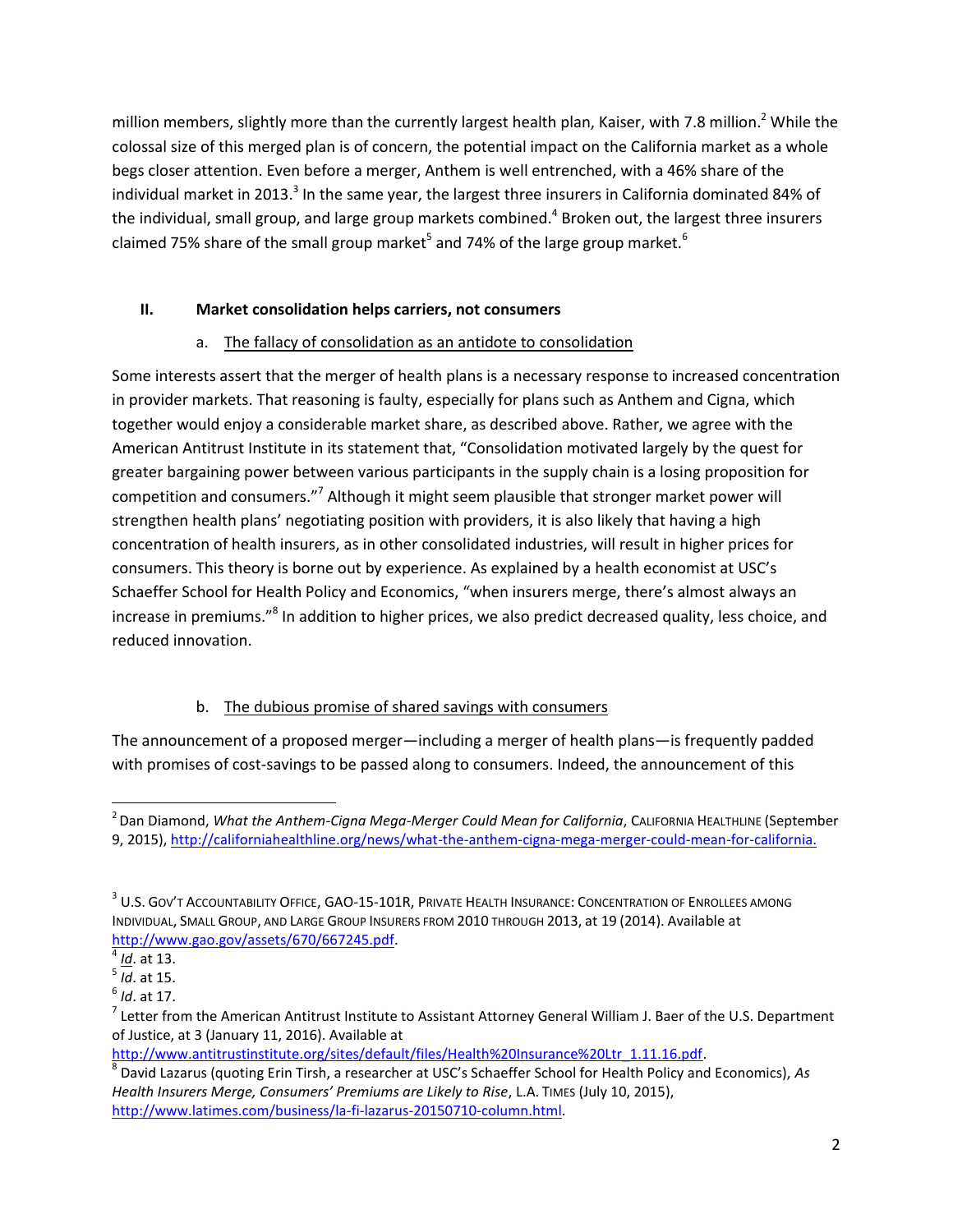million members, slightly more than the currently largest health plan, Kaiser, with 7.8 million.[2] While the colossal size of this merged plan is of concern, the potential impact on the California market as a whole begs closer attention. Even before a merger, Anthem is well entrenched, with a 46% share of the individual market in 2013.[3] In the same year, the largest three insurers in California dominated 84% of the individual, small group, and large group markets combined.[4] Broken out, the largest three insurers claimed 75% share of the small group market[5] and 74% of the large group market.[6]

## II. Market consolidation helps carriers, not consumers

### a. The fallacy of consolidation as an antidote to consolidation

Some interests assert that the merger of health plans is a necessary response to increased concentration in provider markets. That reasoning is faulty, especially for plans such as Anthem and Cigna, which together would enjoy a considerable market share, as described above. Rather, we agree with the American Antitrust Institute in its statement that, "Consolidation motivated largely by the quest for greater bargaining power between various participants in the supply chain is a losing proposition for competition and consumers."[7] Although it might seem plausible that stronger market power will strengthen health plans' negotiating position with providers, it is also likely that having a high concentration of health insurers, as in other consolidated industries, will result in higher prices for consumers. This theory is borne out by experience. As explained by a health economist at USC's Schaeffer School for Health Policy and Economics, "when insurers merge, there's almost always an increase in premiums."[8] In addition to higher prices, we also predict decreased quality, less choice, and reduced innovation.

### b. The dubious promise of shared savings with consumers

The announcement of a proposed merger—including a merger of health plans—is frequently padded with promises of cost-savings to be passed along to consumers. Indeed, the announcement of this

---

[2] Dan Diamond, *What the Anthem-Cigna Mega-Merger Could Mean for California*, CALIFORNIA HEALTHLINE (September 9, 2015), http://californiahealthline.org/news/what-the-anthem-cigna-mega-merger-could-mean-for-california.

[3] U.S. GOV'T ACCOUNTABILITY OFFICE, GAO-15-101R, PRIVATE HEALTH INSURANCE: CONCENTRATION OF ENROLLEES AMONG INDIVIDUAL, SMALL GROUP, AND LARGE GROUP INSURERS FROM 2010 THROUGH 2013, at 19 (2014). Available at http://www.gao.gov/assets/670/667245.pdf.

[4] *Id*. at 13.

[5] *Id*. at 15.

[6] *Id*. at 17.

[7] Letter from the American Antitrust Institute to Assistant Attorney General William J. Baer of the U.S. Department of Justice, at 3 (January 11, 2016). Available at http://www.antitrustinstitute.org/sites/default/files/Health%20Insurance%20Ltr_1.11.16.pdf.

[8] David Lazarus (quoting Erin Tirsh, a researcher at USC's Schaeffer School for Health Policy and Economics), *As Health Insurers Merge, Consumers' Premiums are Likely to Rise*, L.A. TIMES (July 10, 2015), http://www.latimes.com/business/la-fi-lazarus-20150710-column.html.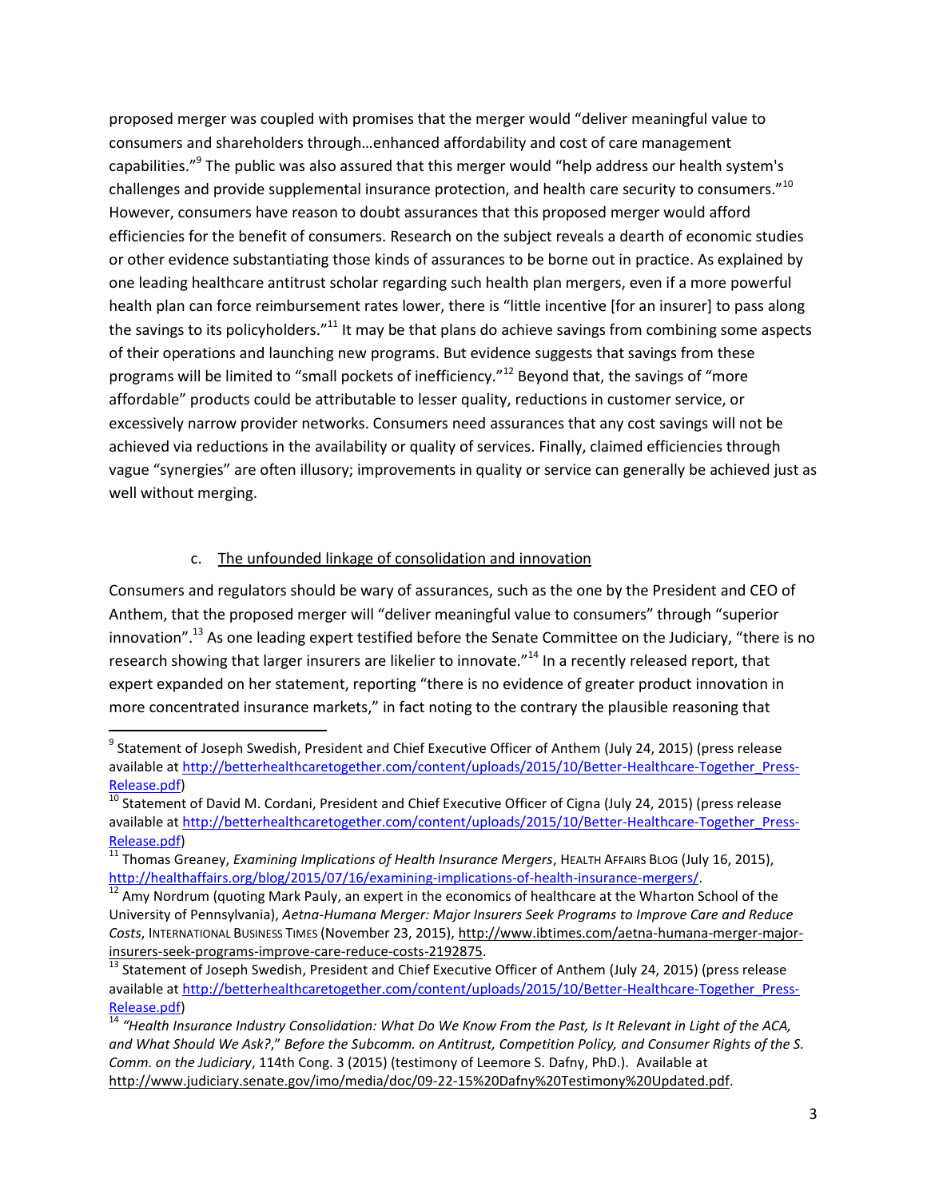proposed merger was coupled with promises that the merger would "deliver meaningful value to consumers and shareholders through…enhanced affordability and cost of care management capabilities."[9] The public was also assured that this merger would "help address our health system's challenges and provide supplemental insurance protection, and health care security to consumers."[10] However, consumers have reason to doubt assurances that this proposed merger would afford efficiencies for the benefit of consumers. Research on the subject reveals a dearth of economic studies or other evidence substantiating those kinds of assurances to be borne out in practice. As explained by one leading healthcare antitrust scholar regarding such health plan mergers, even if a more powerful health plan can force reimbursement rates lower, there is "little incentive [for an insurer] to pass along the savings to its policyholders."[11] It may be that plans do achieve savings from combining some aspects of their operations and launching new programs. But evidence suggests that savings from these programs will be limited to "small pockets of inefficiency."[12] Beyond that, the savings of "more affordable" products could be attributable to lesser quality, reductions in customer service, or excessively narrow provider networks. Consumers need assurances that any cost savings will not be achieved via reductions in the availability or quality of services. Finally, claimed efficiencies through vague "synergies" are often illusory; improvements in quality or service can generally be achieved just as well without merging.

c. <u>The unfounded linkage of consolidation and innovation</u>

Consumers and regulators should be wary of assurances, such as the one by the President and CEO of Anthem, that the proposed merger will "deliver meaningful value to consumers" through "superior innovation".[13] As one leading expert testified before the Senate Committee on the Judiciary, "there is no research showing that larger insurers are likelier to innovate."[14] In a recently released report, that expert expanded on her statement, reporting "there is no evidence of greater product innovation in more concentrated insurance markets," in fact noting to the contrary the plausible reasoning that

---

[9] Statement of Joseph Swedish, President and Chief Executive Officer of Anthem (July 24, 2015) (press release available at http://betterhealthcaretogether.com/content/uploads/2015/10/Better-Healthcare-Together_Press-Release.pdf)

[10] Statement of David M. Cordani, President and Chief Executive Officer of Cigna (July 24, 2015) (press release available at http://betterhealthcaretogether.com/content/uploads/2015/10/Better-Healthcare-Together_Press-Release.pdf)

[11] Thomas Greaney, *Examining Implications of Health Insurance Mergers*, HEALTH AFFAIRS BLOG (July 16, 2015), http://healthaffairs.org/blog/2015/07/16/examining-implications-of-health-insurance-mergers/.

[12] Amy Nordrum (quoting Mark Pauly, an expert in the economics of healthcare at the Wharton School of the University of Pennsylvania), *Aetna-Humana Merger: Major Insurers Seek Programs to Improve Care and Reduce Costs*, INTERNATIONAL BUSINESS TIMES (November 23, 2015), http://www.ibtimes.com/aetna-humana-merger-major-insurers-seek-programs-improve-care-reduce-costs-2192875.

[13] Statement of Joseph Swedish, President and Chief Executive Officer of Anthem (July 24, 2015) (press release available at http://betterhealthcaretogether.com/content/uploads/2015/10/Better-Healthcare-Together_Press-Release.pdf)

[14] *"Health Insurance Industry Consolidation: What Do We Know From the Past, Is It Relevant in Light of the ACA, and What Should We Ask?," Before the Subcomm. on Antitrust, Competition Policy, and Consumer Rights of the S. Comm. on the Judiciary*, 114th Cong. 3 (2015) (testimony of Leemore S. Dafny, PhD.). Available at http://www.judiciary.senate.gov/imo/media/doc/09-22-15%20Dafny%20Testimony%20Updated.pdf.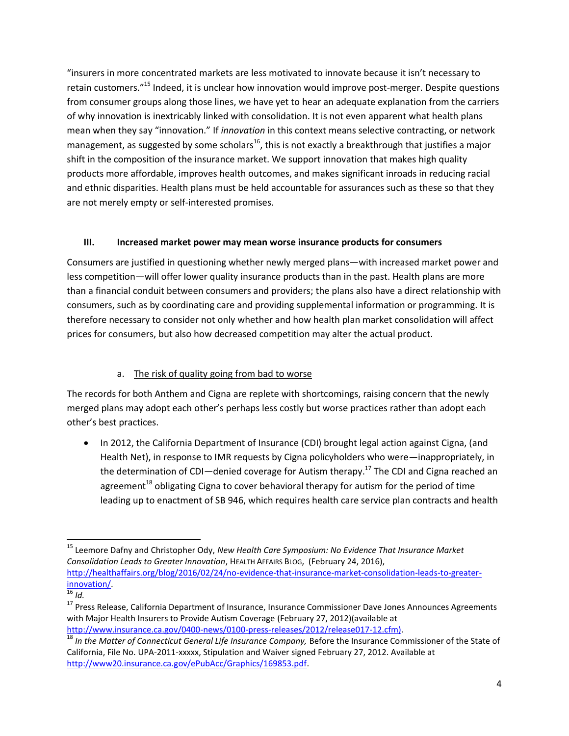"insurers in more concentrated markets are less motivated to innovate because it isn't necessary to retain customers."[15] Indeed, it is unclear how innovation would improve post-merger. Despite questions from consumer groups along those lines, we have yet to hear an adequate explanation from the carriers of why innovation is inextricably linked with consolidation. It is not even apparent what health plans mean when they say "innovation." If *innovation* in this context means selective contracting, or network management, as suggested by some scholars[16], this is not exactly a breakthrough that justifies a major shift in the composition of the insurance market. We support innovation that makes high quality products more affordable, improves health outcomes, and makes significant inroads in reducing racial and ethnic disparities. Health plans must be held accountable for assurances such as these so that they are not merely empty or self-interested promises.

## III. Increased market power may mean worse insurance products for consumers

Consumers are justified in questioning whether newly merged plans—with increased market power and less competition—will offer lower quality insurance products than in the past. Health plans are more than a financial conduit between consumers and providers; the plans also have a direct relationship with consumers, such as by coordinating care and providing supplemental information or programming. It is therefore necessary to consider not only whether and how health plan market consolidation will affect prices for consumers, but also how decreased competition may alter the actual product.

### a. The risk of quality going from bad to worse

The records for both Anthem and Cigna are replete with shortcomings, raising concern that the newly merged plans may adopt each other's perhaps less costly but worse practices rather than adopt each other's best practices.

- In 2012, the California Department of Insurance (CDI) brought legal action against Cigna, (and Health Net), in response to IMR requests by Cigna policyholders who were—inappropriately, in the determination of CDI—denied coverage for Autism therapy.[17] The CDI and Cigna reached an agreement[18] obligating Cigna to cover behavioral therapy for autism for the period of time leading up to enactment of SB 946, which requires health care service plan contracts and health

---

[15] Leemore Dafny and Christopher Ody, *New Health Care Symposium: No Evidence That Insurance Market Consolidation Leads to Greater Innovation*, HEALTH AFFAIRS BLOG, (February 24, 2016), http://healthaffairs.org/blog/2016/02/24/no-evidence-that-insurance-market-consolidation-leads-to-greater-innovation/.

[16] *Id.*

[17] Press Release, California Department of Insurance, Insurance Commissioner Dave Jones Announces Agreements with Major Health Insurers to Provide Autism Coverage (February 27, 2012)(available at http://www.insurance.ca.gov/0400-news/0100-press-releases/2012/release017-12.cfm).

[18] *In the Matter of Connecticut General Life Insurance Company,* Before the Insurance Commissioner of the State of California, File No. UPA-2011-xxxxx, Stipulation and Waiver signed February 27, 2012. Available at http://www20.insurance.ca.gov/ePubAcc/Graphics/169853.pdf.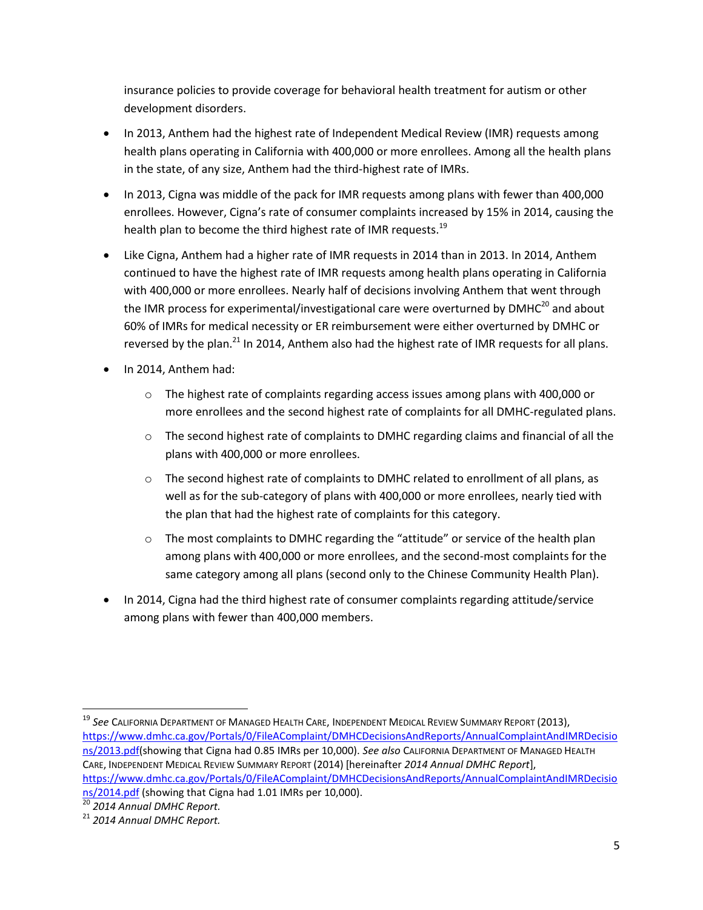insurance policies to provide coverage for behavioral health treatment for autism or other development disorders.

- In 2013, Anthem had the highest rate of Independent Medical Review (IMR) requests among health plans operating in California with 400,000 or more enrollees. Among all the health plans in the state, of any size, Anthem had the third-highest rate of IMRs.
- In 2013, Cigna was middle of the pack for IMR requests among plans with fewer than 400,000 enrollees. However, Cigna's rate of consumer complaints increased by 15% in 2014, causing the health plan to become the third highest rate of IMR requests.[19]
- Like Cigna, Anthem had a higher rate of IMR requests in 2014 than in 2013. In 2014, Anthem continued to have the highest rate of IMR requests among health plans operating in California with 400,000 or more enrollees. Nearly half of decisions involving Anthem that went through the IMR process for experimental/investigational care were overturned by DMHC[20] and about 60% of IMRs for medical necessity or ER reimbursement were either overturned by DMHC or reversed by the plan.[21] In 2014, Anthem also had the highest rate of IMR requests for all plans.
- In 2014, Anthem had:
  - The highest rate of complaints regarding access issues among plans with 400,000 or more enrollees and the second highest rate of complaints for all DMHC-regulated plans.
  - The second highest rate of complaints to DMHC regarding claims and financial of all the plans with 400,000 or more enrollees.
  - The second highest rate of complaints to DMHC related to enrollment of all plans, as well as for the sub-category of plans with 400,000 or more enrollees, nearly tied with the plan that had the highest rate of complaints for this category.
  - The most complaints to DMHC regarding the "attitude" or service of the health plan among plans with 400,000 or more enrollees, and the second-most complaints for the same category among all plans (second only to the Chinese Community Health Plan).
- In 2014, Cigna had the third highest rate of consumer complaints regarding attitude/service among plans with fewer than 400,000 members.

---

[19] *See* California Department of Managed Health Care, Independent Medical Review Summary Report (2013), https://www.dmhc.ca.gov/Portals/0/FileAComplaint/DMHCDecisionsAndReports/AnnualComplaintAndIMRDecisions/2013.pdf(showing that Cigna had 0.85 IMRs per 10,000). *See also* California Department of Managed Health Care, Independent Medical Review Summary Report (2014) [hereinafter *2014 Annual DMHC Report*], https://www.dmhc.ca.gov/Portals/0/FileAComplaint/DMHCDecisionsAndReports/AnnualComplaintAndIMRDecisions/2014.pdf (showing that Cigna had 1.01 IMRs per 10,000).

[20] *2014 Annual DMHC Report.*

[21] *2014 Annual DMHC Report.*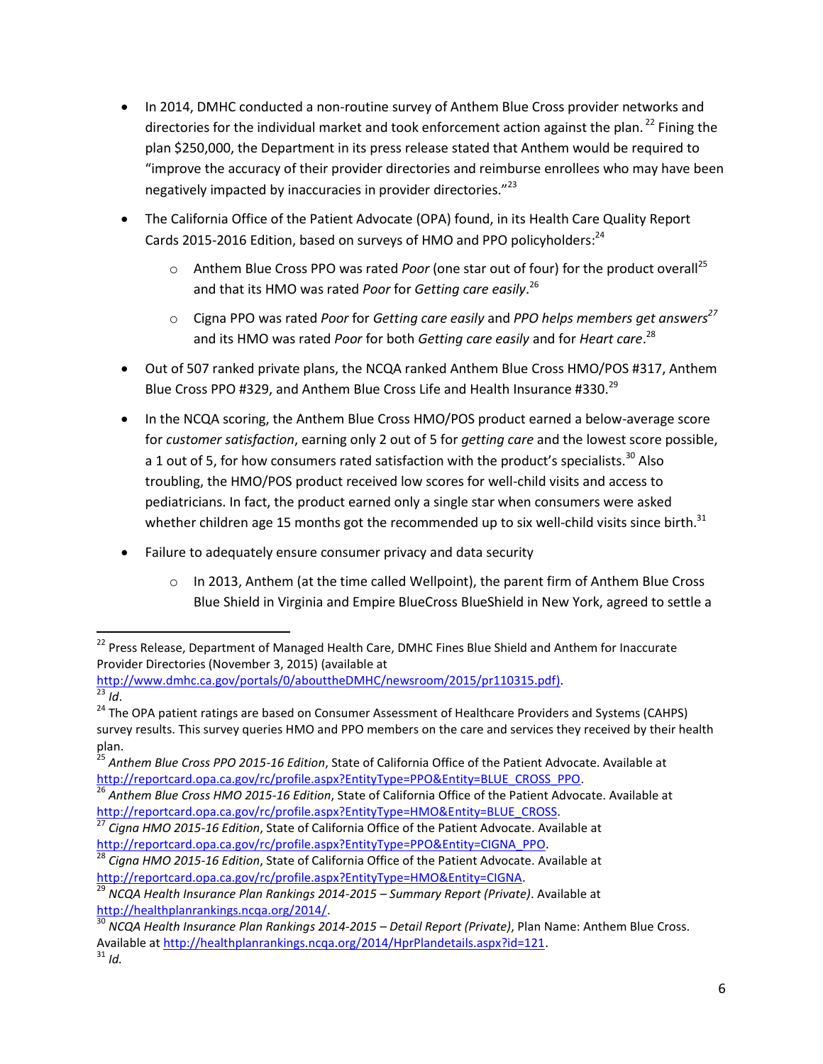- In 2014, DMHC conducted a non-routine survey of Anthem Blue Cross provider networks and directories for the individual market and took enforcement action against the plan.[22] Fining the plan $250,000, the Department in its press release stated that Anthem would be required to "improve the accuracy of their provider directories and reimburse enrollees who may have been negatively impacted by inaccuracies in provider directories."[23]
- The California Office of the Patient Advocate (OPA) found, in its Health Care Quality Report Cards 2015-2016 Edition, based on surveys of HMO and PPO policyholders:[24]
  - Anthem Blue Cross PPO was rated *Poor* (one star out of four) for the product overall[25] and that its HMO was rated *Poor* for *Getting care easily*.[26]
  - Cigna PPO was rated *Poor* for *Getting care easily* and *PPO helps members get answers*[27] and its HMO was rated *Poor* for both *Getting care easily* and for *Heart care*.[28]
- Out of 507 ranked private plans, the NCQA ranked Anthem Blue Cross HMO/POS #317, Anthem Blue Cross PPO #329, and Anthem Blue Cross Life and Health Insurance #330.[29]
- In the NCQA scoring, the Anthem Blue Cross HMO/POS product earned a below-average score for *customer satisfaction*, earning only 2 out of 5 for *getting care* and the lowest score possible, a 1 out of 5, for how consumers rated satisfaction with the product's specialists.[30] Also troubling, the HMO/POS product received low scores for well-child visits and access to pediatricians. In fact, the product earned only a single star when consumers were asked whether children age 15 months got the recommended up to six well-child visits since birth.[31]
- Failure to adequately ensure consumer privacy and data security
  - In 2013, Anthem (at the time called Wellpoint), the parent firm of Anthem Blue Cross Blue Shield in Virginia and Empire BlueCross BlueShield in New York, agreed to settle a

---

[22] Press Release, Department of Managed Health Care, DMHC Fines Blue Shield and Anthem for Inaccurate Provider Directories (November 3, 2015) (available at http://www.dmhc.ca.gov/portals/0/abouttheDMHC/newsroom/2015/pr110315.pdf).

[23] *Id*.

[24] The OPA patient ratings are based on Consumer Assessment of Healthcare Providers and Systems (CAHPS) survey results. This survey queries HMO and PPO members on the care and services they received by their health plan.

[25] *Anthem Blue Cross PPO 2015-16 Edition*, State of California Office of the Patient Advocate. Available at http://reportcard.opa.ca.gov/rc/profile.aspx?EntityType=PPO&Entity=BLUE_CROSS_PPO.

[26] *Anthem Blue Cross HMO 2015-16 Edition*, State of California Office of the Patient Advocate. Available at http://reportcard.opa.ca.gov/rc/profile.aspx?EntityType=HMO&Entity=BLUE_CROSS.

[27] *Cigna HMO 2015-16 Edition*, State of California Office of the Patient Advocate. Available at http://reportcard.opa.ca.gov/rc/profile.aspx?EntityType=PPO&Entity=CIGNA_PPO.

[28] *Cigna HMO 2015-16 Edition*, State of California Office of the Patient Advocate. Available at http://reportcard.opa.ca.gov/rc/profile.aspx?EntityType=HMO&Entity=CIGNA.

[29] *NCQA Health Insurance Plan Rankings 2014-2015 – Summary Report (Private)*. Available at http://healthplanrankings.ncqa.org/2014/.

[30] *NCQA Health Insurance Plan Rankings 2014-2015 – Detail Report (Private)*, Plan Name: Anthem Blue Cross. Available at http://healthplanrankings.ncqa.org/2014/HprPlandetails.aspx?id=121.

[31] *Id.*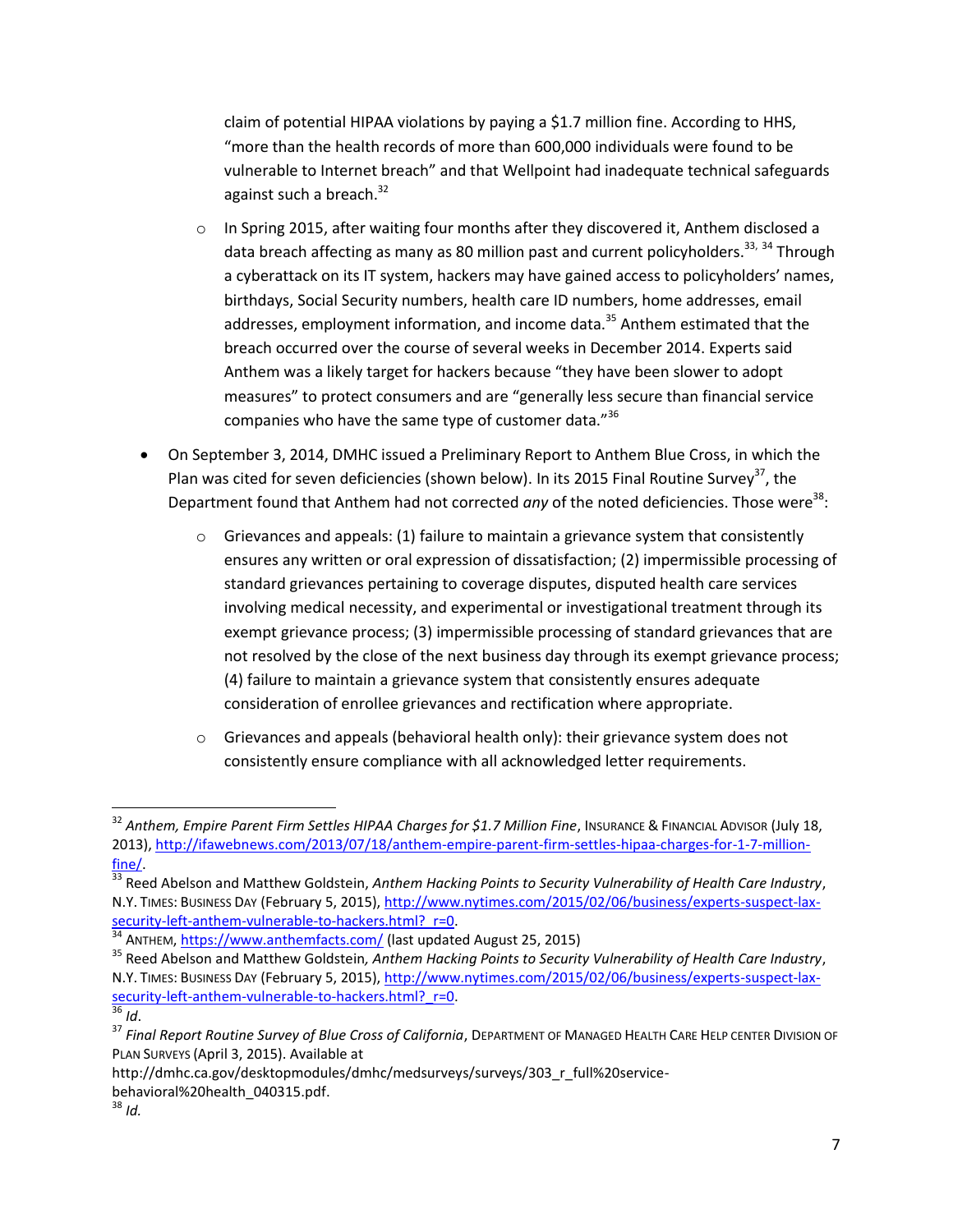claim of potential HIPAA violations by paying a $1.7 million fine. According to HHS, "more than the health records of more than 600,000 individuals were found to be vulnerable to Internet breach" and that Wellpoint had inadequate technical safeguards against such a breach.[32]

  - In Spring 2015, after waiting four months after they discovered it, Anthem disclosed a data breach affecting as many as 80 million past and current policyholders.[33, 34] Through a cyberattack on its IT system, hackers may have gained access to policyholders' names, birthdays, Social Security numbers, health care ID numbers, home addresses, email addresses, employment information, and income data.[35] Anthem estimated that the breach occurred over the course of several weeks in December 2014. Experts said Anthem was a likely target for hackers because "they have been slower to adopt measures" to protect consumers and are "generally less secure than financial service companies who have the same type of customer data."[36]

- On September 3, 2014, DMHC issued a Preliminary Report to Anthem Blue Cross, in which the Plan was cited for seven deficiencies (shown below). In its 2015 Final Routine Survey[37], the Department found that Anthem had not corrected *any* of the noted deficiencies. Those were[38]:
  - Grievances and appeals: (1) failure to maintain a grievance system that consistently ensures any written or oral expression of dissatisfaction; (2) impermissible processing of standard grievances pertaining to coverage disputes, disputed health care services involving medical necessity, and experimental or investigational treatment through its exempt grievance process; (3) impermissible processing of standard grievances that are not resolved by the close of the next business day through its exempt grievance process; (4) failure to maintain a grievance system that consistently ensures adequate consideration of enrollee grievances and rectification where appropriate.
  - Grievances and appeals (behavioral health only): their grievance system does not consistently ensure compliance with all acknowledged letter requirements.

---

[32] *Anthem, Empire Parent Firm Settles HIPAA Charges for $1.7 Million Fine*, INSURANCE & FINANCIAL ADVISOR (July 18, 2013), http://ifawebnews.com/2013/07/18/anthem-empire-parent-firm-settles-hipaa-charges-for-1-7-million-fine/.

[33] Reed Abelson and Matthew Goldstein, *Anthem Hacking Points to Security Vulnerability of Health Care Industry*, N.Y. TIMES: BUSINESS DAY (February 5, 2015), http://www.nytimes.com/2015/02/06/business/experts-suspect-lax-security-left-anthem-vulnerable-to-hackers.html?_r=0.

[34] ANTHEM, https://www.anthemfacts.com/ (last updated August 25, 2015)

[35] Reed Abelson and Matthew Goldstein, *Anthem Hacking Points to Security Vulnerability of Health Care Industry*, N.Y. TIMES: BUSINESS DAY (February 5, 2015), http://www.nytimes.com/2015/02/06/business/experts-suspect-lax-security-left-anthem-vulnerable-to-hackers.html?_r=0.

[36] *Id*.

[37] *Final Report Routine Survey of Blue Cross of California*, DEPARTMENT OF MANAGED HEALTH CARE HELP CENTER DIVISION OF PLAN SURVEYS (April 3, 2015). Available at http://dmhc.ca.gov/desktopmodules/dmhc/medsurveys/surveys/303_r_full%20service-behavioral%20health_040315.pdf.

[38] *Id.*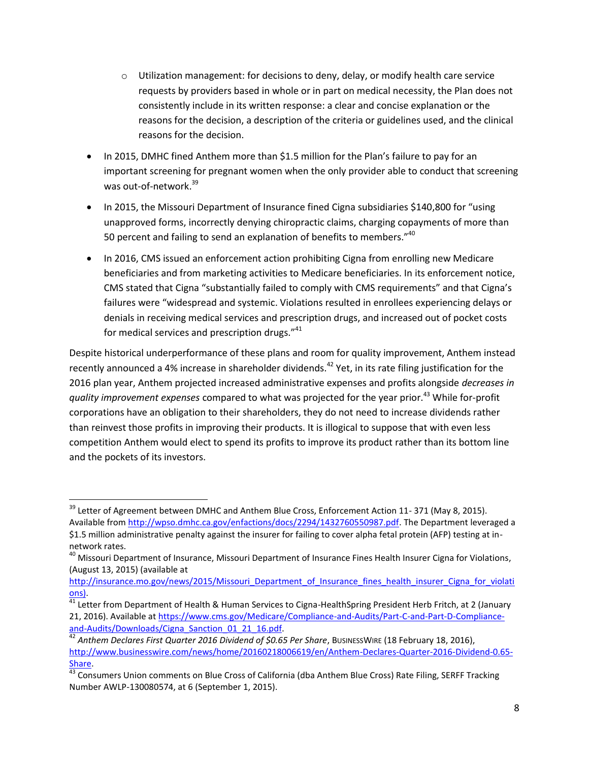- Utilization management: for decisions to deny, delay, or modify health care service requests by providers based in whole or in part on medical necessity, the Plan does not consistently include in its written response: a clear and concise explanation or the reasons for the decision, a description of the criteria or guidelines used, and the clinical reasons for the decision.
- In 2015, DMHC fined Anthem more than $1.5 million for the Plan's failure to pay for an important screening for pregnant women when the only provider able to conduct that screening was out-of-network.[39]
- In 2015, the Missouri Department of Insurance fined Cigna subsidiaries $140,800 for "using unapproved forms, incorrectly denying chiropractic claims, charging copayments of more than 50 percent and failing to send an explanation of benefits to members."[40]
- In 2016, CMS issued an enforcement action prohibiting Cigna from enrolling new Medicare beneficiaries and from marketing activities to Medicare beneficiaries. In its enforcement notice, CMS stated that Cigna "substantially failed to comply with CMS requirements" and that Cigna's failures were "widespread and systemic. Violations resulted in enrollees experiencing delays or denials in receiving medical services and prescription drugs, and increased out of pocket costs for medical services and prescription drugs."[41]

Despite historical underperformance of these plans and room for quality improvement, Anthem instead recently announced a 4% increase in shareholder dividends.[42] Yet, in its rate filing justification for the 2016 plan year, Anthem projected increased administrative expenses and profits alongside *decreases in quality improvement expenses* compared to what was projected for the year prior.[43] While for-profit corporations have an obligation to their shareholders, they do not need to increase dividends rather than reinvest those profits in improving their products. It is illogical to suppose that with even less competition Anthem would elect to spend its profits to improve its product rather than its bottom line and the pockets of its investors.

---

[39] Letter of Agreement between DMHC and Anthem Blue Cross, Enforcement Action 11- 371 (May 8, 2015). Available from http://wpso.dmhc.ca.gov/enfactions/docs/2294/1432760550987.pdf. The Department leveraged a $1.5 million administrative penalty against the insurer for failing to cover alpha fetal protein (AFP) testing at in-network rates.

[40] Missouri Department of Insurance, Missouri Department of Insurance Fines Health Insurer Cigna for Violations, (August 13, 2015) (available at http://insurance.mo.gov/news/2015/Missouri_Department_of_Insurance_fines_health_insurer_Cigna_for_violations).

[41] Letter from Department of Health & Human Services to Cigna-HealthSpring President Herb Fritch, at 2 (January 21, 2016). Available at https://www.cms.gov/Medicare/Compliance-and-Audits/Part-C-and-Part-D-Compliance-and-Audits/Downloads/Cigna_Sanction_01_21_16.pdf.

[42] *Anthem Declares First Quarter 2016 Dividend of $0.65 Per Share*, BusinessWire (18 February 18, 2016), http://www.businesswire.com/news/home/20160218006619/en/Anthem-Declares-Quarter-2016-Dividend-0.65-Share.

[43] Consumers Union comments on Blue Cross of California (dba Anthem Blue Cross) Rate Filing, SERFF Tracking Number AWLP-130080574, at 6 (September 1, 2015).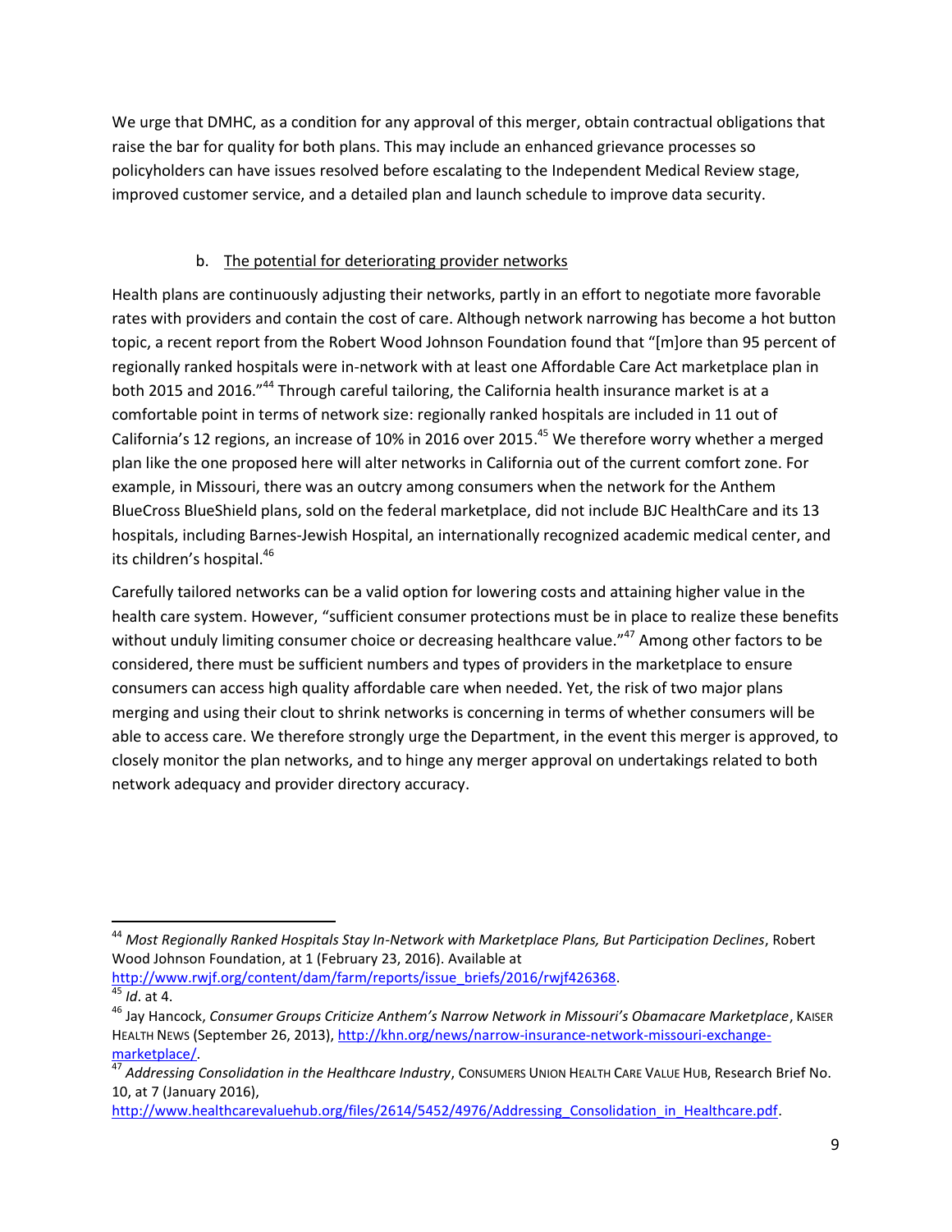We urge that DMHC, as a condition for any approval of this merger, obtain contractual obligations that raise the bar for quality for both plans. This may include an enhanced grievance processes so policyholders can have issues resolved before escalating to the Independent Medical Review stage, improved customer service, and a detailed plan and launch schedule to improve data security.

### b. The potential for deteriorating provider networks

Health plans are continuously adjusting their networks, partly in an effort to negotiate more favorable rates with providers and contain the cost of care. Although network narrowing has become a hot button topic, a recent report from the Robert Wood Johnson Foundation found that "[m]ore than 95 percent of regionally ranked hospitals were in-network with at least one Affordable Care Act marketplace plan in both 2015 and 2016."[44] Through careful tailoring, the California health insurance market is at a comfortable point in terms of network size: regionally ranked hospitals are included in 11 out of California's 12 regions, an increase of 10% in 2016 over 2015.[45] We therefore worry whether a merged plan like the one proposed here will alter networks in California out of the current comfort zone. For example, in Missouri, there was an outcry among consumers when the network for the Anthem BlueCross BlueShield plans, sold on the federal marketplace, did not include BJC HealthCare and its 13 hospitals, including Barnes-Jewish Hospital, an internationally recognized academic medical center, and its children's hospital.[46]

Carefully tailored networks can be a valid option for lowering costs and attaining higher value in the health care system. However, "sufficient consumer protections must be in place to realize these benefits without unduly limiting consumer choice or decreasing healthcare value."[47] Among other factors to be considered, there must be sufficient numbers and types of providers in the marketplace to ensure consumers can access high quality affordable care when needed. Yet, the risk of two major plans merging and using their clout to shrink networks is concerning in terms of whether consumers will be able to access care. We therefore strongly urge the Department, in the event this merger is approved, to closely monitor the plan networks, and to hinge any merger approval on undertakings related to both network adequacy and provider directory accuracy.

---

[44] *Most Regionally Ranked Hospitals Stay In-Network with Marketplace Plans, But Participation Declines*, Robert Wood Johnson Foundation, at 1 (February 23, 2016). Available at http://www.rwjf.org/content/dam/farm/reports/issue_briefs/2016/rwjf426368.

[45] *Id*. at 4.

[46] Jay Hancock, *Consumer Groups Criticize Anthem's Narrow Network in Missouri's Obamacare Marketplace*, KAISER HEALTH NEWS (September 26, 2013), http://khn.org/news/narrow-insurance-network-missouri-exchange-marketplace/.

[47] *Addressing Consolidation in the Healthcare Industry*, CONSUMERS UNION HEALTH CARE VALUE HUB, Research Brief No. 10, at 7 (January 2016), http://www.healthcarevaluehub.org/files/2614/5452/4976/Addressing_Consolidation_in_Healthcare.pdf.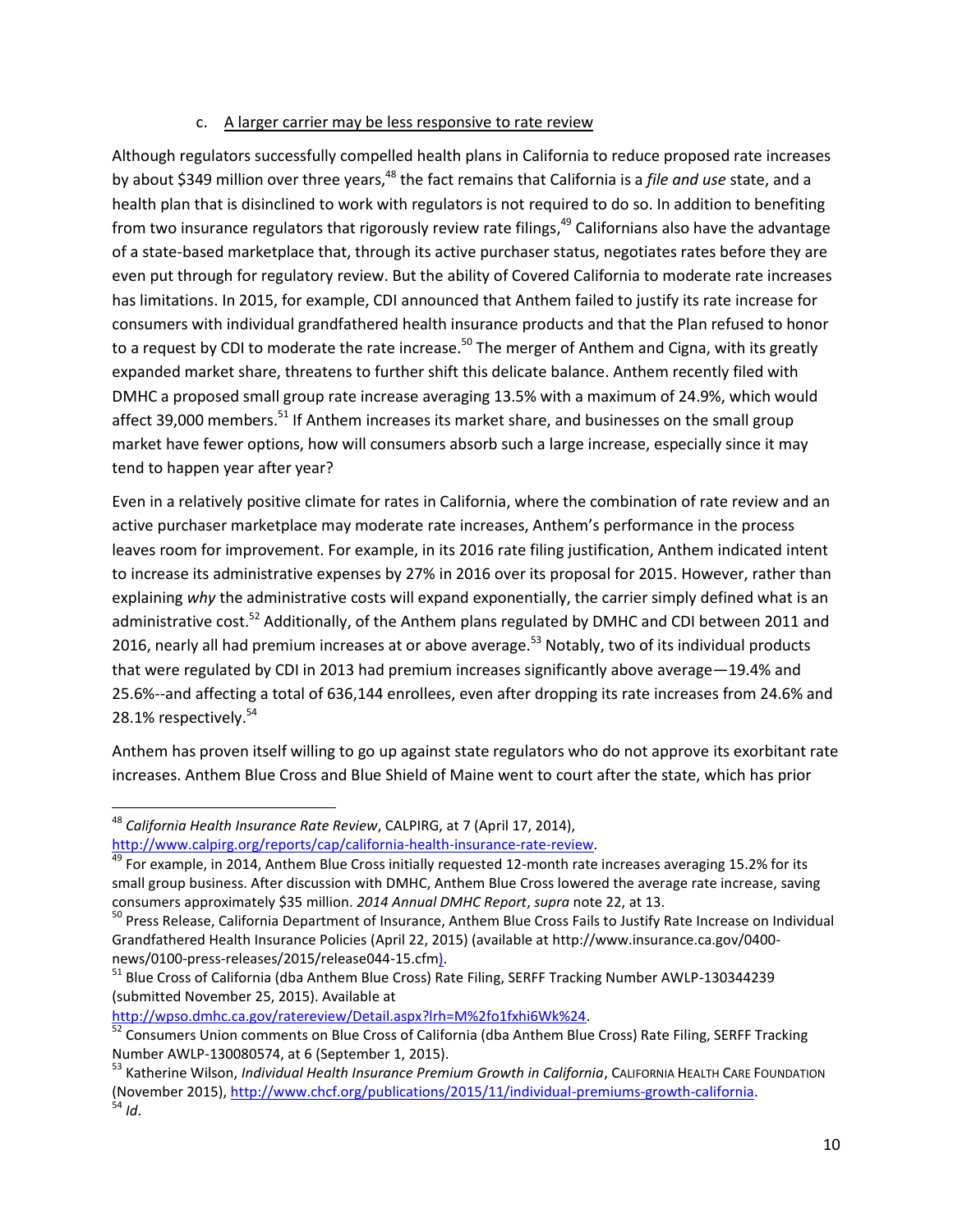c. A larger carrier may be less responsive to rate review

Although regulators successfully compelled health plans in California to reduce proposed rate increases by about $349 million over three years,[48] the fact remains that California is a *file and use* state, and a health plan that is disinclined to work with regulators is not required to do so. In addition to benefiting from two insurance regulators that rigorously review rate filings,[49] Californians also have the advantage of a state-based marketplace that, through its active purchaser status, negotiates rates before they are even put through for regulatory review. But the ability of Covered California to moderate rate increases has limitations. In 2015, for example, CDI announced that Anthem failed to justify its rate increase for consumers with individual grandfathered health insurance products and that the Plan refused to honor to a request by CDI to moderate the rate increase.[50] The merger of Anthem and Cigna, with its greatly expanded market share, threatens to further shift this delicate balance. Anthem recently filed with DMHC a proposed small group rate increase averaging 13.5% with a maximum of 24.9%, which would affect 39,000 members.[51] If Anthem increases its market share, and businesses on the small group market have fewer options, how will consumers absorb such a large increase, especially since it may tend to happen year after year?

Even in a relatively positive climate for rates in California, where the combination of rate review and an active purchaser marketplace may moderate rate increases, Anthem's performance in the process leaves room for improvement. For example, in its 2016 rate filing justification, Anthem indicated intent to increase its administrative expenses by 27% in 2016 over its proposal for 2015. However, rather than explaining *why* the administrative costs will expand exponentially, the carrier simply defined what is an administrative cost.[52] Additionally, of the Anthem plans regulated by DMHC and CDI between 2011 and 2016, nearly all had premium increases at or above average.[53] Notably, two of its individual products that were regulated by CDI in 2013 had premium increases significantly above average—19.4% and 25.6%--and affecting a total of 636,144 enrollees, even after dropping its rate increases from 24.6% and 28.1% respectively.[54]

Anthem has proven itself willing to go up against state regulators who do not approve its exorbitant rate increases. Anthem Blue Cross and Blue Shield of Maine went to court after the state, which has prior

---

[48] *California Health Insurance Rate Review*, CALPIRG, at 7 (April 17, 2014), http://www.calpirg.org/reports/cap/california-health-insurance-rate-review.

[49] For example, in 2014, Anthem Blue Cross initially requested 12-month rate increases averaging 15.2% for its small group business. After discussion with DMHC, Anthem Blue Cross lowered the average rate increase, saving consumers approximately $35 million. *2014 Annual DMHC Report*, *supra* note 22, at 13.

[50] Press Release, California Department of Insurance, Anthem Blue Cross Fails to Justify Rate Increase on Individual Grandfathered Health Insurance Policies (April 22, 2015) (available at http://www.insurance.ca.gov/0400-news/0100-press-releases/2015/release044-15.cfm).

[51] Blue Cross of California (dba Anthem Blue Cross) Rate Filing, SERFF Tracking Number AWLP-130344239 (submitted November 25, 2015). Available at http://wpso.dmhc.ca.gov/ratereview/Detail.aspx?lrh=M%2fo1fxhi6Wk%24.

[52] Consumers Union comments on Blue Cross of California (dba Anthem Blue Cross) Rate Filing, SERFF Tracking Number AWLP-130080574, at 6 (September 1, 2015).

[53] Katherine Wilson, *Individual Health Insurance Premium Growth in California*, CALIFORNIA HEALTH CARE FOUNDATION (November 2015), http://www.chcf.org/publications/2015/11/individual-premiums-growth-california.

[54] *Id*.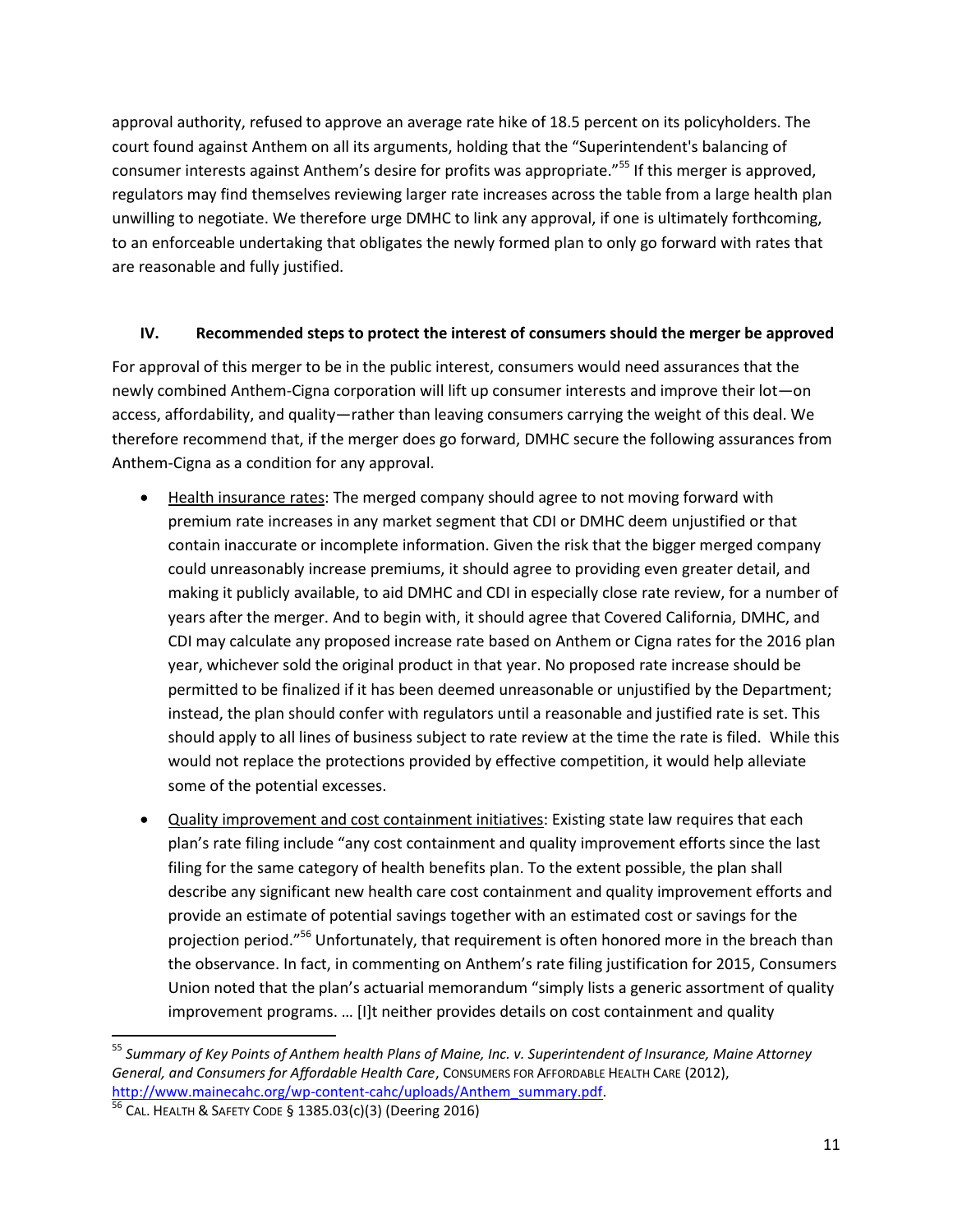approval authority, refused to approve an average rate hike of 18.5 percent on its policyholders. The court found against Anthem on all its arguments, holding that the "Superintendent's balancing of consumer interests against Anthem's desire for profits was appropriate."[55] If this merger is approved, regulators may find themselves reviewing larger rate increases across the table from a large health plan unwilling to negotiate. We therefore urge DMHC to link any approval, if one is ultimately forthcoming, to an enforceable undertaking that obligates the newly formed plan to only go forward with rates that are reasonable and fully justified.

## IV. Recommended steps to protect the interest of consumers should the merger be approved

For approval of this merger to be in the public interest, consumers would need assurances that the newly combined Anthem-Cigna corporation will lift up consumer interests and improve their lot—on access, affordability, and quality—rather than leaving consumers carrying the weight of this deal. We therefore recommend that, if the merger does go forward, DMHC secure the following assurances from Anthem-Cigna as a condition for any approval.

- <u>Health insurance rates</u>: The merged company should agree to not moving forward with premium rate increases in any market segment that CDI or DMHC deem unjustified or that contain inaccurate or incomplete information. Given the risk that the bigger merged company could unreasonably increase premiums, it should agree to providing even greater detail, and making it publicly available, to aid DMHC and CDI in especially close rate review, for a number of years after the merger. And to begin with, it should agree that Covered California, DMHC, and CDI may calculate any proposed increase rate based on Anthem or Cigna rates for the 2016 plan year, whichever sold the original product in that year. No proposed rate increase should be permitted to be finalized if it has been deemed unreasonable or unjustified by the Department; instead, the plan should confer with regulators until a reasonable and justified rate is set. This should apply to all lines of business subject to rate review at the time the rate is filed. While this would not replace the protections provided by effective competition, it would help alleviate some of the potential excesses.
- <u>Quality improvement and cost containment initiatives</u>: Existing state law requires that each plan's rate filing include "any cost containment and quality improvement efforts since the last filing for the same category of health benefits plan. To the extent possible, the plan shall describe any significant new health care cost containment and quality improvement efforts and provide an estimate of potential savings together with an estimated cost or savings for the projection period."[56] Unfortunately, that requirement is often honored more in the breach than the observance. In fact, in commenting on Anthem's rate filing justification for 2015, Consumers Union noted that the plan's actuarial memorandum "simply lists a generic assortment of quality improvement programs. … [I]t neither provides details on cost containment and quality

---

[55] *Summary of Key Points of Anthem health Plans of Maine, Inc. v. Superintendent of Insurance, Maine Attorney General, and Consumers for Affordable Health Care*, CONSUMERS FOR AFFORDABLE HEALTH CARE (2012), http://www.mainecahc.org/wp-content-cahc/uploads/Anthem_summary.pdf.

[56] CAL. HEALTH & SAFETY CODE § 1385.03(c)(3) (Deering 2016)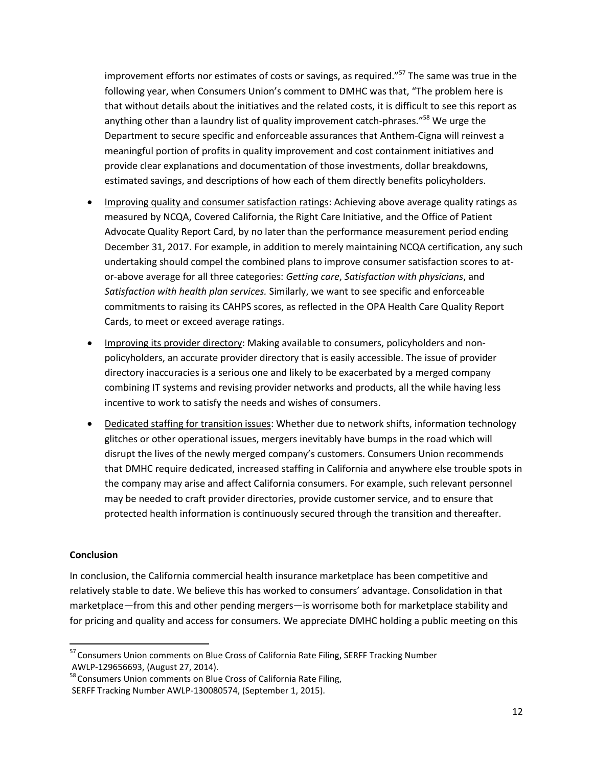improvement efforts nor estimates of costs or savings, as required."[57] The same was true in the following year, when Consumers Union's comment to DMHC was that, "The problem here is that without details about the initiatives and the related costs, it is difficult to see this report as anything other than a laundry list of quality improvement catch-phrases."[58] We urge the Department to secure specific and enforceable assurances that Anthem-Cigna will reinvest a meaningful portion of profits in quality improvement and cost containment initiatives and provide clear explanations and documentation of those investments, dollar breakdowns, estimated savings, and descriptions of how each of them directly benefits policyholders.

- Improving quality and consumer satisfaction ratings: Achieving above average quality ratings as measured by NCQA, Covered California, the Right Care Initiative, and the Office of Patient Advocate Quality Report Card, by no later than the performance measurement period ending December 31, 2017. For example, in addition to merely maintaining NCQA certification, any such undertaking should compel the combined plans to improve consumer satisfaction scores to at-or-above average for all three categories: *Getting care*, *Satisfaction with physicians*, and *Satisfaction with health plan services.* Similarly, we want to see specific and enforceable commitments to raising its CAHPS scores, as reflected in the OPA Health Care Quality Report Cards, to meet or exceed average ratings.
- Improving its provider directory: Making available to consumers, policyholders and non-policyholders, an accurate provider directory that is easily accessible. The issue of provider directory inaccuracies is a serious one and likely to be exacerbated by a merged company combining IT systems and revising provider networks and products, all the while having less incentive to work to satisfy the needs and wishes of consumers.
- Dedicated staffing for transition issues: Whether due to network shifts, information technology glitches or other operational issues, mergers inevitably have bumps in the road which will disrupt the lives of the newly merged company's customers. Consumers Union recommends that DMHC require dedicated, increased staffing in California and anywhere else trouble spots in the company may arise and affect California consumers. For example, such relevant personnel may be needed to craft provider directories, provide customer service, and to ensure that protected health information is continuously secured through the transition and thereafter.

**Conclusion**

In conclusion, the California commercial health insurance marketplace has been competitive and relatively stable to date. We believe this has worked to consumers' advantage. Consolidation in that marketplace—from this and other pending mergers—is worrisome both for marketplace stability and for pricing and quality and access for consumers. We appreciate DMHC holding a public meeting on this

[57] Consumers Union comments on Blue Cross of California Rate Filing, SERFF Tracking Number AWLP-129656693, (August 27, 2014).

[58] Consumers Union comments on Blue Cross of California Rate Filing, SERFF Tracking Number AWLP-130080574, (September 1, 2015).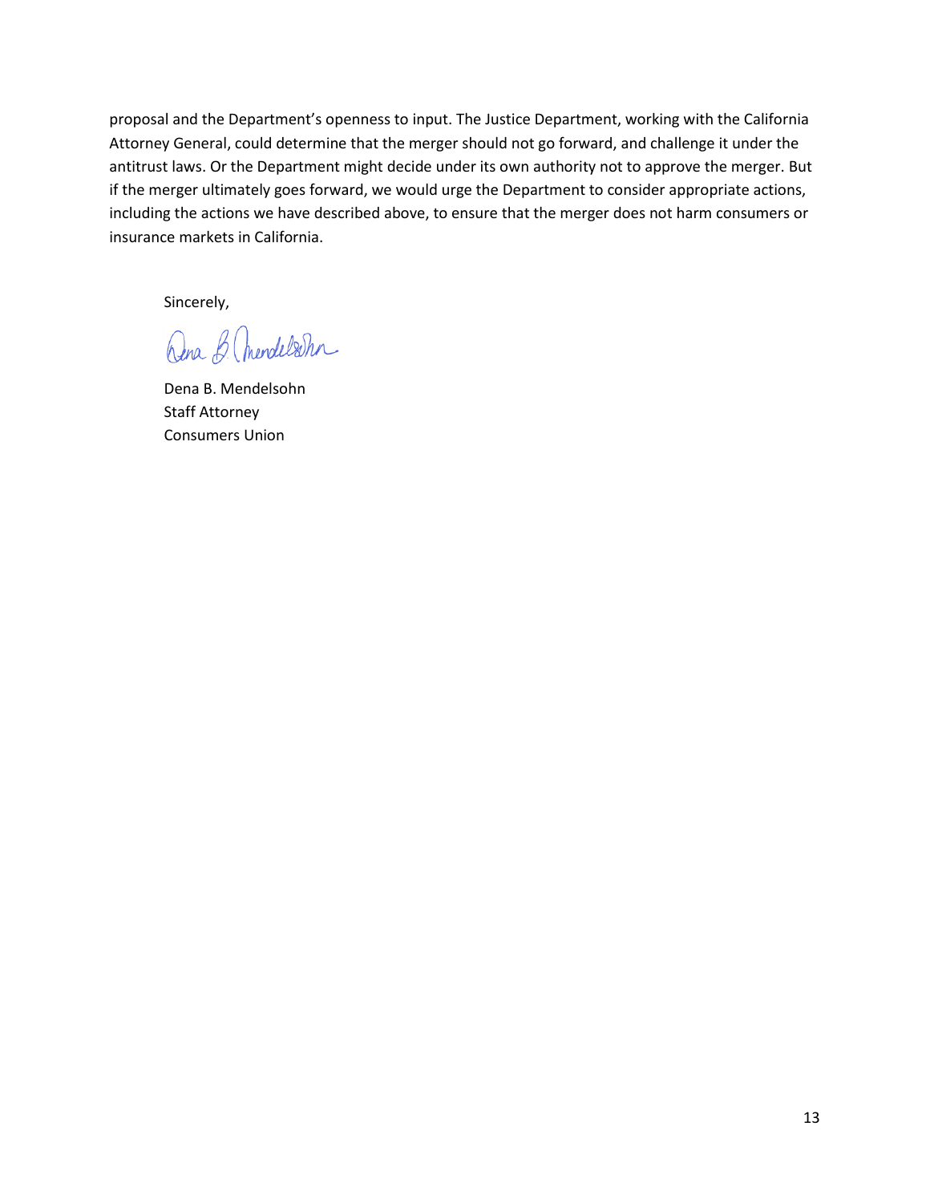proposal and the Department's openness to input. The Justice Department, working with the California Attorney General, could determine that the merger should not go forward, and challenge it under the antitrust laws. Or the Department might decide under its own authority not to approve the merger. But if the merger ultimately goes forward, we would urge the Department to consider appropriate actions, including the actions we have described above, to ensure that the merger does not harm consumers or insurance markets in California.

Sincerely,

Dena B. Mendelsohn
Staff Attorney
Consumers Union